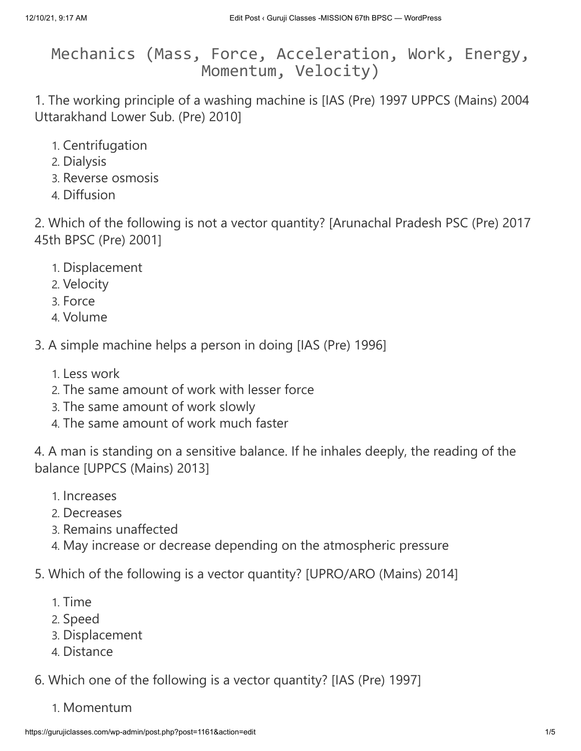# Mechanics (Mass, Force, Acceleration, Work, Energy, Momentum, Velocity)

1. The working principle of a washing machine is [IAS (Pre) 1997 UPPCS (Mains) 2004 Uttarakhand Lower Sub. (Pre) 2010]

   1. Centrifugation
   2. Dialysis
   3. Reverse osmosis
   4. Diffusion

2. Which of the following is not a vector quantity? [Arunachal Pradesh PSC (Pre) 2017 45th BPSC (Pre) 2001]

   1. Displacement
   2. Velocity
   3. Force
   4. Volume

3. A simple machine helps a person in doing [IAS (Pre) 1996]

   1. Less work
   2. The same amount of work with lesser force
   3. The same amount of work slowly
   4. The same amount of work much faster

4. A man is standing on a sensitive balance. If he inhales deeply, the reading of the balance [UPPCS (Mains) 2013]

   1. Increases
   2. Decreases
   3. Remains unaffected
   4. May increase or decrease depending on the atmospheric pressure

5. Which of the following is a vector quantity? [UPRO/ARO (Mains) 2014]

   1. Time
   2. Speed
   3. Displacement
   4. Distance

6. Which one of the following is a vector quantity? [IAS (Pre) 1997]

   1. Momentum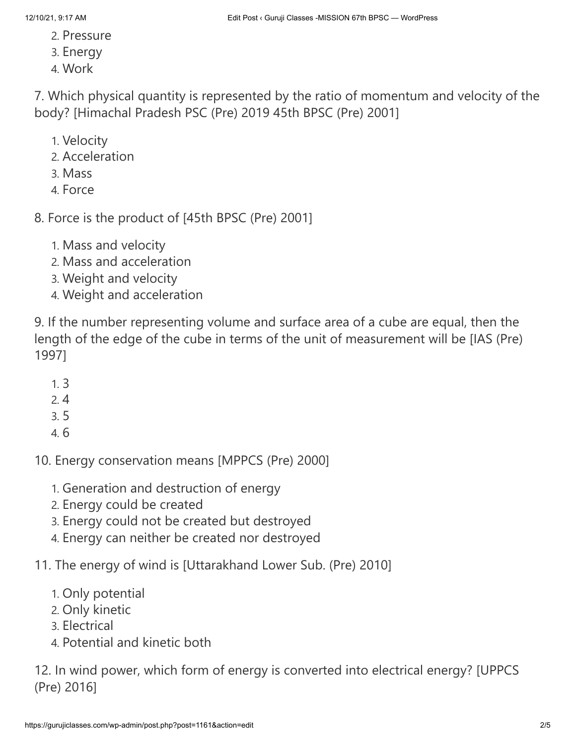2. Pressure
3. Energy
4. Work

7. Which physical quantity is represented by the ratio of momentum and velocity of the body? [Himachal Pradesh PSC (Pre) 2019 45th BPSC (Pre) 2001]

1. Velocity
2. Acceleration
3. Mass
4. Force

8. Force is the product of [45th BPSC (Pre) 2001]

1. Mass and velocity
2. Mass and acceleration
3. Weight and velocity
4. Weight and acceleration

9. If the number representing volume and surface area of a cube are equal, then the length of the edge of the cube in terms of the unit of measurement will be [IAS (Pre) 1997]

1. 3
2. 4
3. 5
4. 6

10. Energy conservation means [MPPCS (Pre) 2000]

1. Generation and destruction of energy
2. Energy could be created
3. Energy could not be created but destroyed
4. Energy can neither be created nor destroyed

11. The energy of wind is [Uttarakhand Lower Sub. (Pre) 2010]

1. Only potential
2. Only kinetic
3. Electrical
4. Potential and kinetic both

12. In wind power, which form of energy is converted into electrical energy? [UPPCS (Pre) 2016]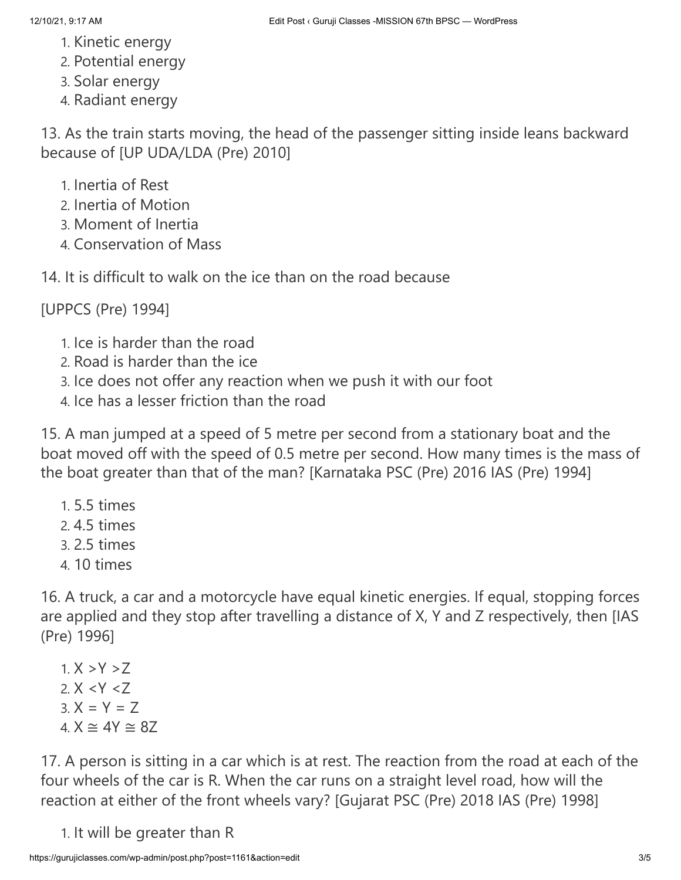1. Kinetic energy
2. Potential energy
3. Solar energy
4. Radiant energy

13. As the train starts moving, the head of the passenger sitting inside leans backward because of [UP UDA/LDA (Pre) 2010]

1. Inertia of Rest
2. Inertia of Motion
3. Moment of Inertia
4. Conservation of Mass

14. It is difficult to walk on the ice than on the road because

[UPPCS (Pre) 1994]

1. Ice is harder than the road
2. Road is harder than the ice
3. Ice does not offer any reaction when we push it with our foot
4. Ice has a lesser friction than the road

15. A man jumped at a speed of 5 metre per second from a stationary boat and the boat moved off with the speed of 0.5 metre per second. How many times is the mass of the boat greater than that of the man? [Karnataka PSC (Pre) 2016 IAS (Pre) 1994]

1. 5.5 times
2. 4.5 times
3. 2.5 times
4. 10 times

16. A truck, a car and a motorcycle have equal kinetic energies. If equal, stopping forces are applied and they stop after travelling a distance of X, Y and Z respectively, then [IAS (Pre) 1996]

1. $X > Y > Z$
2. $X < Y < Z$
3. $X = Y = Z$
4. $X \cong 4Y \cong 8Z$

17. A person is sitting in a car which is at rest. The reaction from the road at each of the four wheels of the car is R. When the car runs on a straight level road, how will the reaction at either of the front wheels vary? [Gujarat PSC (Pre) 2018 IAS (Pre) 1998]

1. It will be greater than R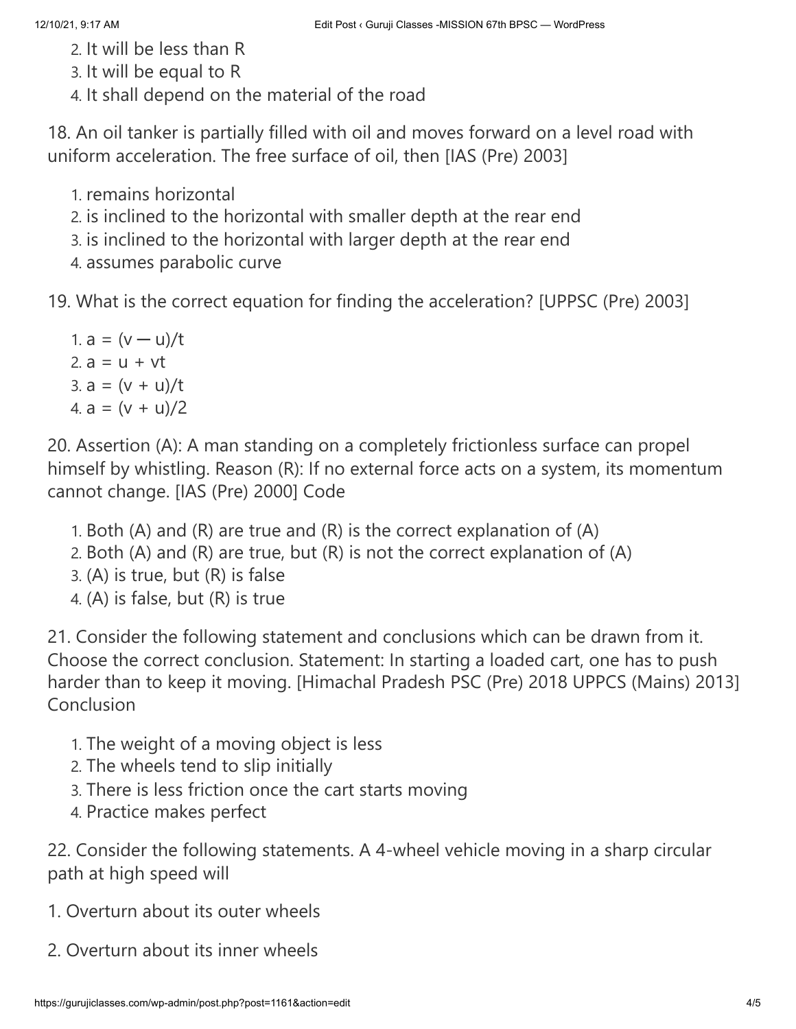2. It will be less than R
3. It will be equal to R
4. It shall depend on the material of the road

18. An oil tanker is partially filled with oil and moves forward on a level road with uniform acceleration. The free surface of oil, then [IAS (Pre) 2003]

1. remains horizontal
2. is inclined to the horizontal with smaller depth at the rear end
3. is inclined to the horizontal with larger depth at the rear end
4. assumes parabolic curve

19. What is the correct equation for finding the acceleration? [UPPSC (Pre) 2003]

1. $a = (v - u)/t$
2. $a = u + vt$
3. $a = (v + u)/t$
4. $a = (v + u)/2$

20. Assertion (A): A man standing on a completely frictionless surface can propel himself by whistling. Reason (R): If no external force acts on a system, its momentum cannot change. [IAS (Pre) 2000] Code

1. Both (A) and (R) are true and (R) is the correct explanation of (A)
2. Both (A) and (R) are true, but (R) is not the correct explanation of (A)
3. (A) is true, but (R) is false
4. (A) is false, but (R) is true

21. Consider the following statement and conclusions which can be drawn from it. Choose the correct conclusion. Statement: In starting a loaded cart, one has to push harder than to keep it moving. [Himachal Pradesh PSC (Pre) 2018 UPPCS (Mains) 2013] Conclusion

1. The weight of a moving object is less
2. The wheels tend to slip initially
3. There is less friction once the cart starts moving
4. Practice makes perfect

22. Consider the following statements. A 4-wheel vehicle moving in a sharp circular path at high speed will

1. Overturn about its outer wheels

2. Overturn about its inner wheels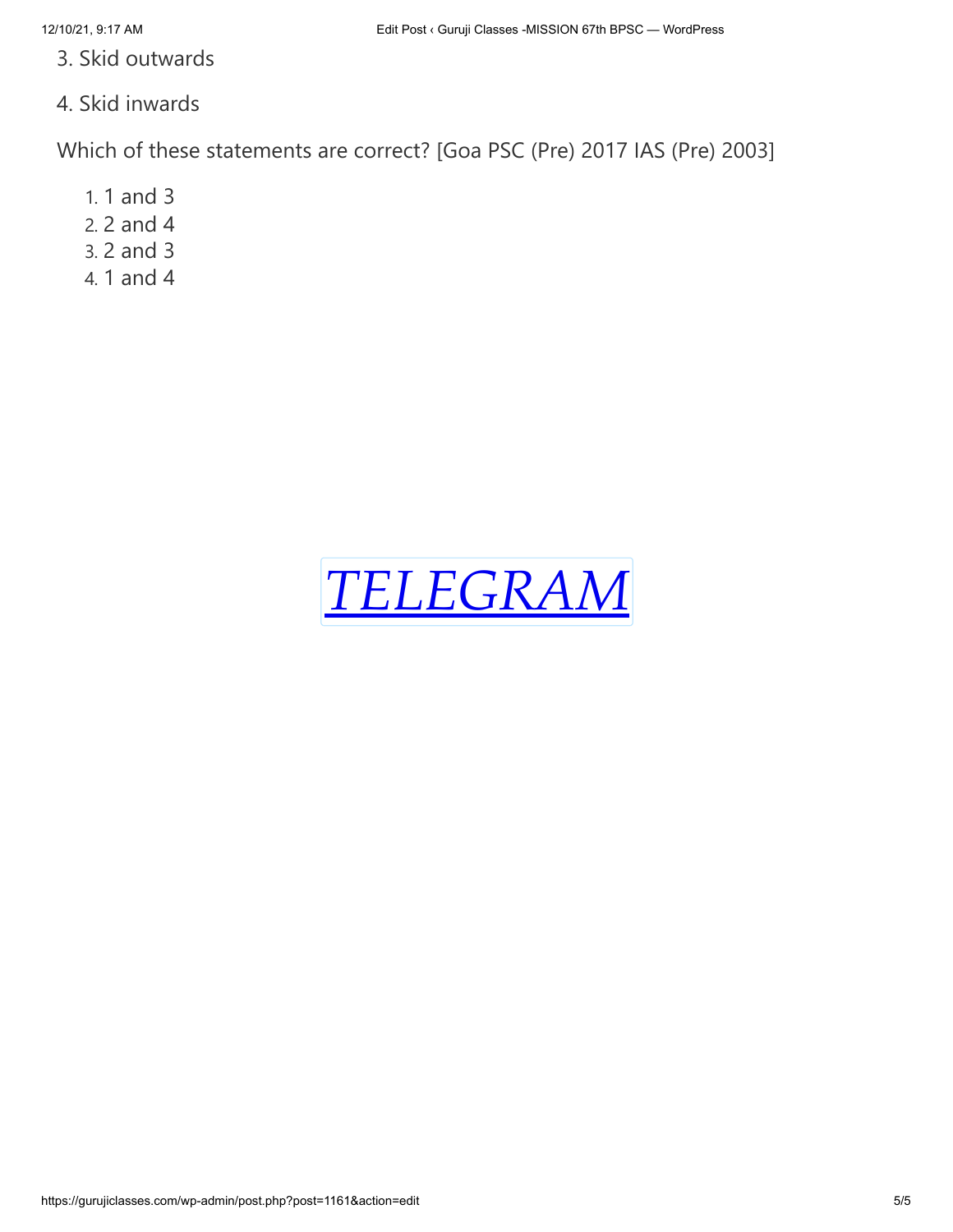3. Skid outwards

4. Skid inwards

Which of these statements are correct? [Goa PSC (Pre) 2017 IAS (Pre) 2003]

1. 1 and 3
2. 2 and 4
3. 2 and 3
4. 1 and 4

*TELEGRAM*